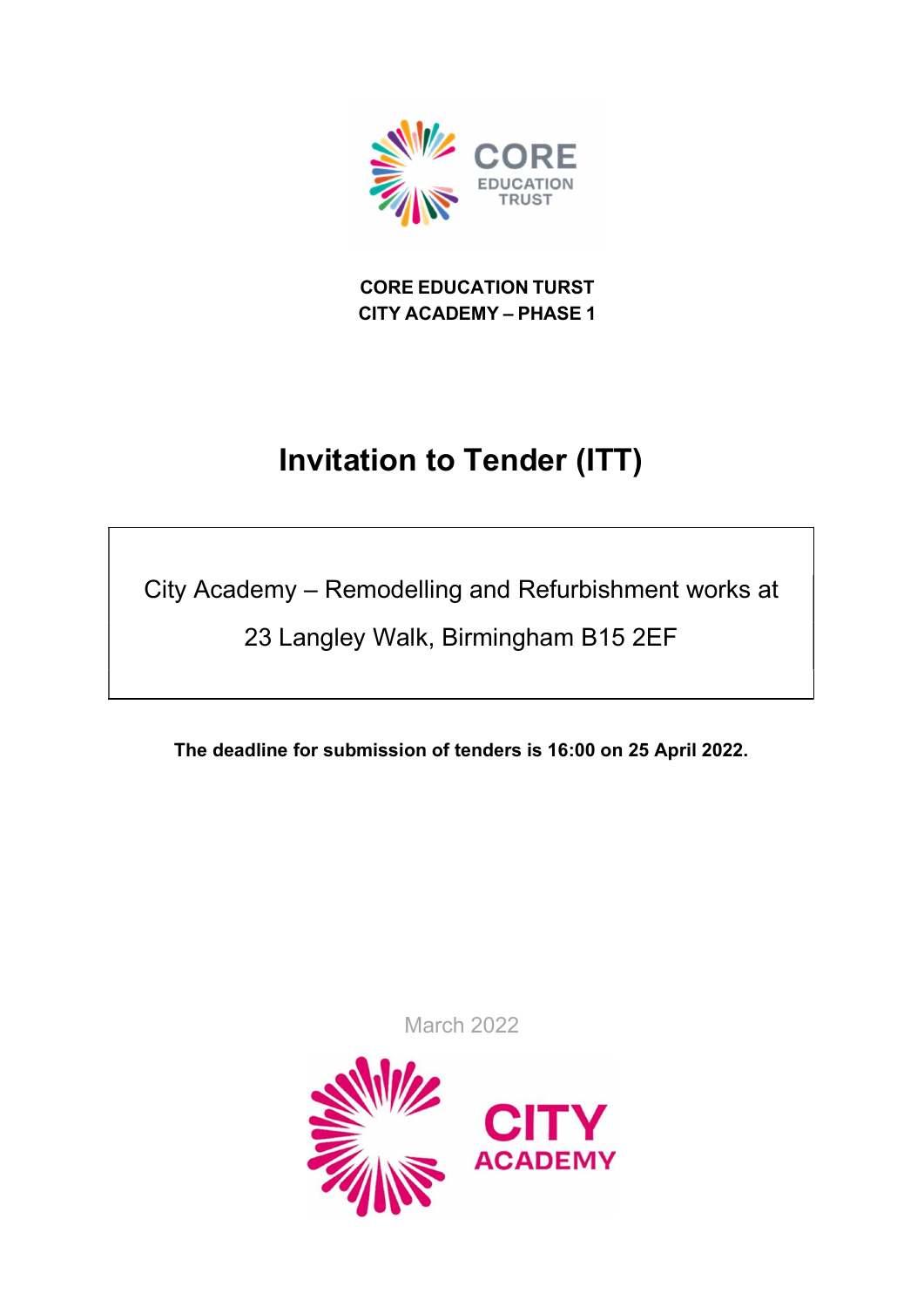**CORE EDUCATION TURST**
**CITY ACADEMY – PHASE 1**

# Invitation to Tender (ITT)

City Academy – Remodelling and Refurbishment works at

23 Langley Walk, Birmingham B15 2EF

**The deadline for submission of tenders is 16:00 on 25 April 2022.**

March 2022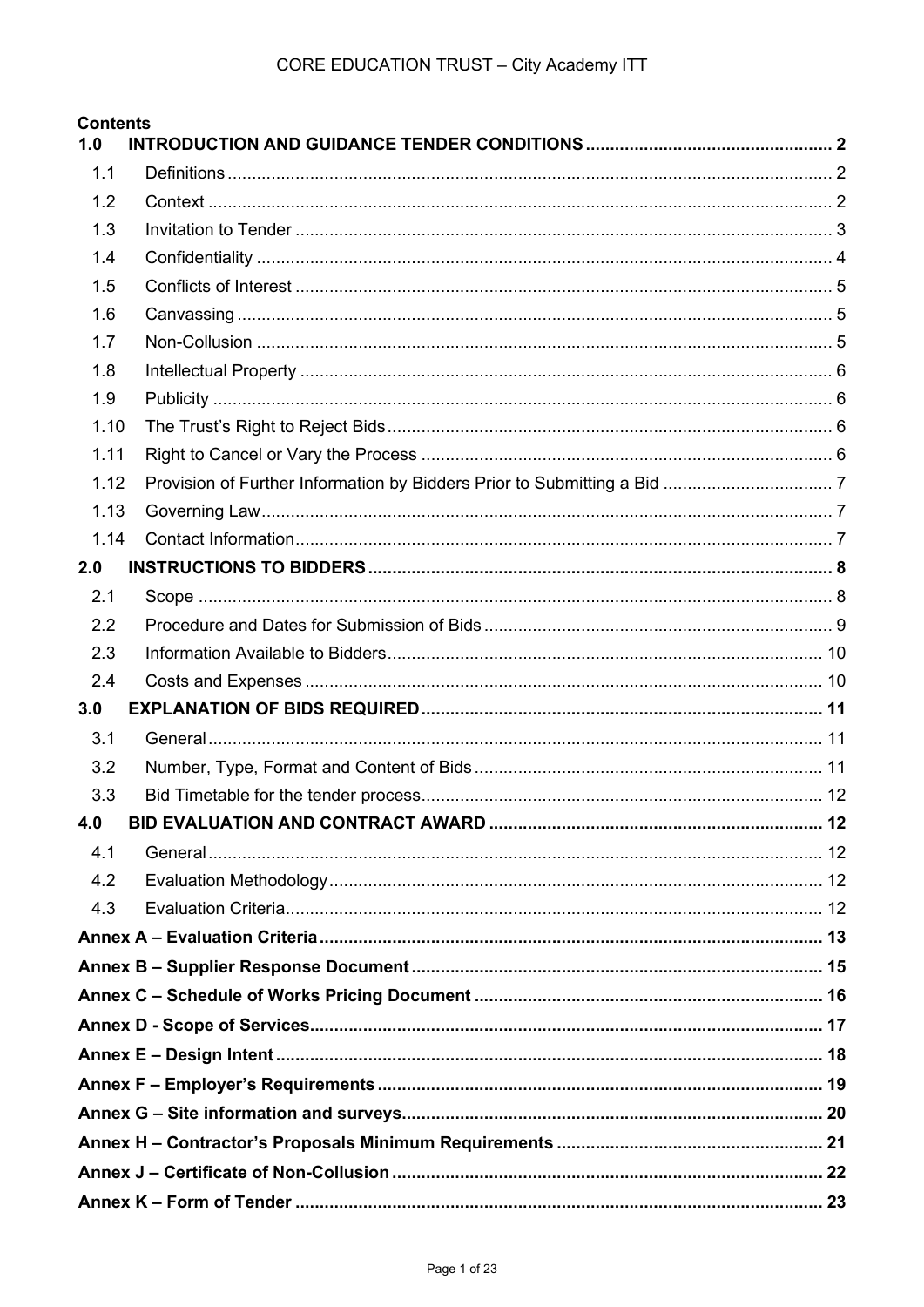**Contents**

| | | |
|---|---|---|
| **1.0** | **INTRODUCTION AND GUIDANCE TENDER CONDITIONS** | **2** |
| 1.1 | Definitions | 2 |
| 1.2 | Context | 2 |
| 1.3 | Invitation to Tender | 3 |
| 1.4 | Confidentiality | 4 |
| 1.5 | Conflicts of Interest | 5 |
| 1.6 | Canvassing | 5 |
| 1.7 | Non-Collusion | 5 |
| 1.8 | Intellectual Property | 6 |
| 1.9 | Publicity | 6 |
| 1.10 | The Trust's Right to Reject Bids | 6 |
| 1.11 | Right to Cancel or Vary the Process | 6 |
| 1.12 | Provision of Further Information by Bidders Prior to Submitting a Bid | 7 |
| 1.13 | Governing Law | 7 |
| 1.14 | Contact Information | 7 |
| **2.0** | **INSTRUCTIONS TO BIDDERS** | **8** |
| 2.1 | Scope | 8 |
| 2.2 | Procedure and Dates for Submission of Bids | 9 |
| 2.3 | Information Available to Bidders | 10 |
| 2.4 | Costs and Expenses | 10 |
| **3.0** | **EXPLANATION OF BIDS REQUIRED** | **11** |
| 3.1 | General | 11 |
| 3.2 | Number, Type, Format and Content of Bids | 11 |
| 3.3 | Bid Timetable for the tender process | 12 |
| **4.0** | **BID EVALUATION AND CONTRACT AWARD** | **12** |
| 4.1 | General | 12 |
| 4.2 | Evaluation Methodology | 12 |
| 4.3 | Evaluation Criteria | 12 |
| | **Annex A – Evaluation Criteria** | **13** |
| | **Annex B – Supplier Response Document** | **15** |
| | **Annex C – Schedule of Works Pricing Document** | **16** |
| | **Annex D - Scope of Services** | **17** |
| | **Annex E – Design Intent** | **18** |
| | **Annex F – Employer's Requirements** | **19** |
| | **Annex G – Site information and surveys** | **20** |
| | **Annex H – Contractor's Proposals Minimum Requirements** | **21** |
| | **Annex J – Certificate of Non-Collusion** | **22** |
| | **Annex K – Form of Tender** | **23** |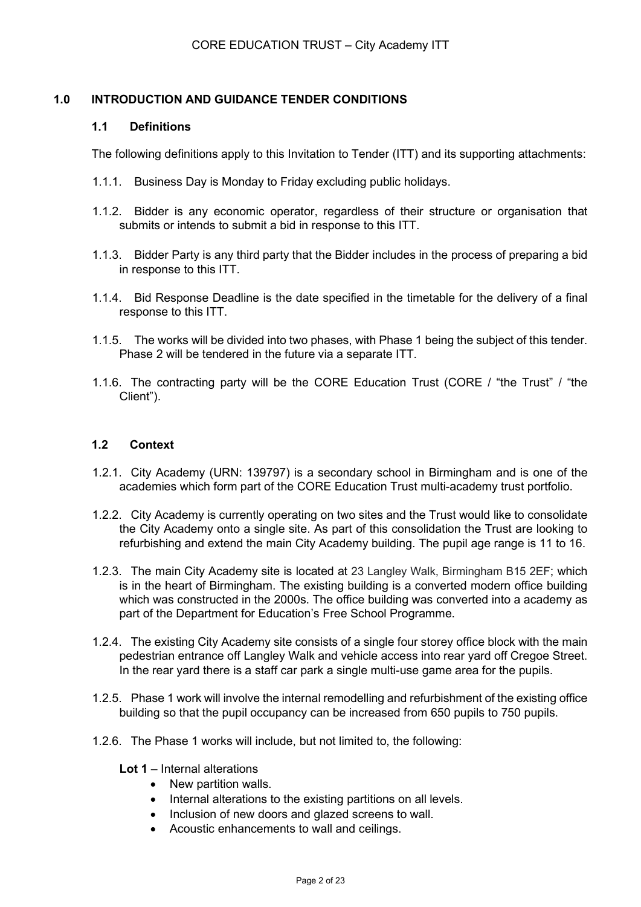## 1.0 INTRODUCTION AND GUIDANCE TENDER CONDITIONS

### 1.1 Definitions

The following definitions apply to this Invitation to Tender (ITT) and its supporting attachments:

1.1.1. Business Day is Monday to Friday excluding public holidays.

1.1.2. Bidder is any economic operator, regardless of their structure or organisation that submits or intends to submit a bid in response to this ITT.

1.1.3. Bidder Party is any third party that the Bidder includes in the process of preparing a bid in response to this ITT.

1.1.4. Bid Response Deadline is the date specified in the timetable for the delivery of a final response to this ITT.

1.1.5. The works will be divided into two phases, with Phase 1 being the subject of this tender. Phase 2 will be tendered in the future via a separate ITT.

1.1.6. The contracting party will be the CORE Education Trust (CORE / "the Trust" / "the Client").

### 1.2 Context

1.2.1. City Academy (URN: 139797) is a secondary school in Birmingham and is one of the academies which form part of the CORE Education Trust multi-academy trust portfolio.

1.2.2. City Academy is currently operating on two sites and the Trust would like to consolidate the City Academy onto a single site. As part of this consolidation the Trust are looking to refurbishing and extend the main City Academy building. The pupil age range is 11 to 16.

1.2.3. The main City Academy site is located at 23 Langley Walk, Birmingham B15 2EF; which is in the heart of Birmingham. The existing building is a converted modern office building which was constructed in the 2000s. The office building was converted into a academy as part of the Department for Education's Free School Programme.

1.2.4. The existing City Academy site consists of a single four storey office block with the main pedestrian entrance off Langley Walk and vehicle access into rear yard off Cregoe Street. In the rear yard there is a staff car park a single multi-use game area for the pupils.

1.2.5. Phase 1 work will involve the internal remodelling and refurbishment of the existing office building so that the pupil occupancy can be increased from 650 pupils to 750 pupils.

1.2.6. The Phase 1 works will include, but not limited to, the following:

**Lot 1** – Internal alterations

- New partition walls.
- Internal alterations to the existing partitions on all levels.
- Inclusion of new doors and glazed screens to wall.
- Acoustic enhancements to wall and ceilings.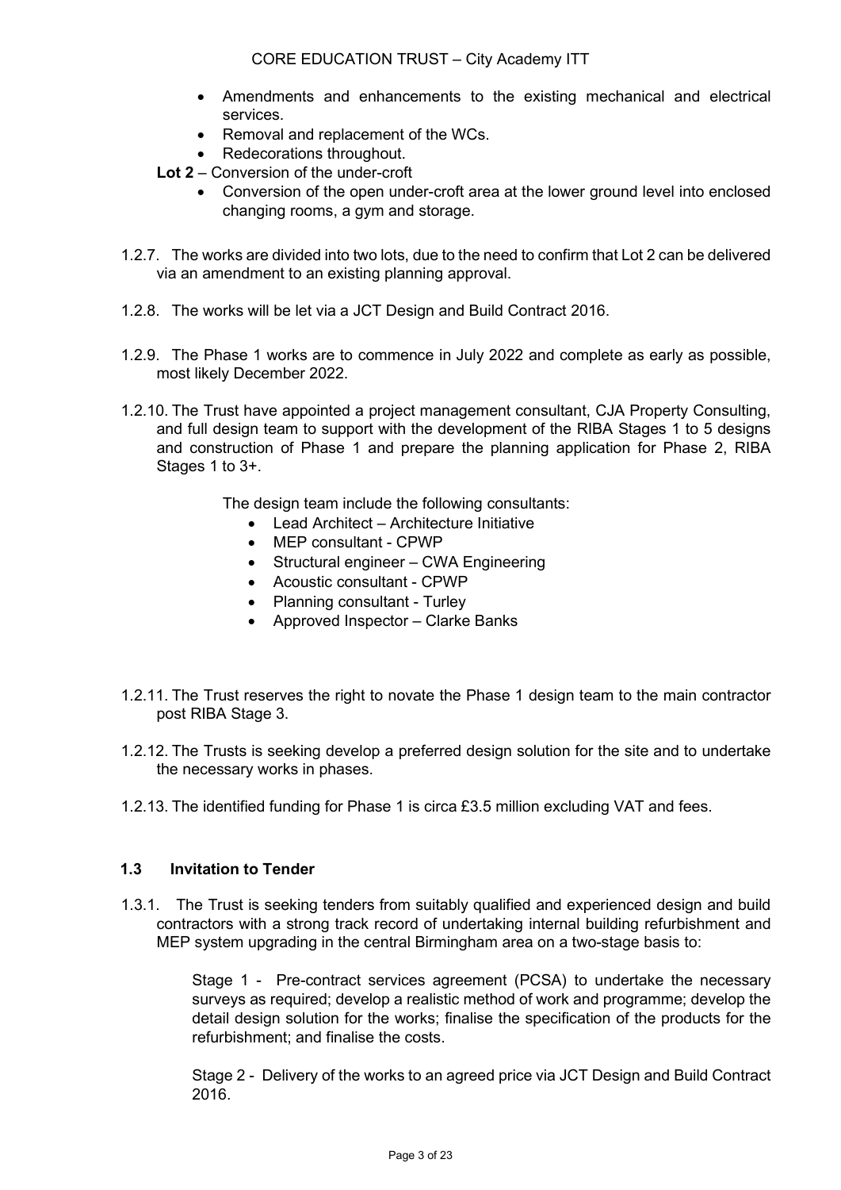- Amendments and enhancements to the existing mechanical and electrical services.
- Removal and replacement of the WCs.
- Redecorations throughout.

**Lot 2** – Conversion of the under-croft

- Conversion of the open under-croft area at the lower ground level into enclosed changing rooms, a gym and storage.

1.2.7. The works are divided into two lots, due to the need to confirm that Lot 2 can be delivered via an amendment to an existing planning approval.

1.2.8. The works will be let via a JCT Design and Build Contract 2016.

1.2.9. The Phase 1 works are to commence in July 2022 and complete as early as possible, most likely December 2022.

1.2.10. The Trust have appointed a project management consultant, CJA Property Consulting, and full design team to support with the development of the RIBA Stages 1 to 5 designs and construction of Phase 1 and prepare the planning application for Phase 2, RIBA Stages 1 to 3+.

The design team include the following consultants:

- Lead Architect – Architecture Initiative
- MEP consultant - CPWP
- Structural engineer – CWA Engineering
- Acoustic consultant - CPWP
- Planning consultant - Turley
- Approved Inspector – Clarke Banks

1.2.11. The Trust reserves the right to novate the Phase 1 design team to the main contractor post RIBA Stage 3.

1.2.12. The Trusts is seeking develop a preferred design solution for the site and to undertake the necessary works in phases.

1.2.13. The identified funding for Phase 1 is circa £3.5 million excluding VAT and fees.

### 1.3 Invitation to Tender

1.3.1. The Trust is seeking tenders from suitably qualified and experienced design and build contractors with a strong track record of undertaking internal building refurbishment and MEP system upgrading in the central Birmingham area on a two-stage basis to:

Stage 1 - Pre-contract services agreement (PCSA) to undertake the necessary surveys as required; develop a realistic method of work and programme; develop the detail design solution for the works; finalise the specification of the products for the refurbishment; and finalise the costs.

Stage 2 - Delivery of the works to an agreed price via JCT Design and Build Contract 2016.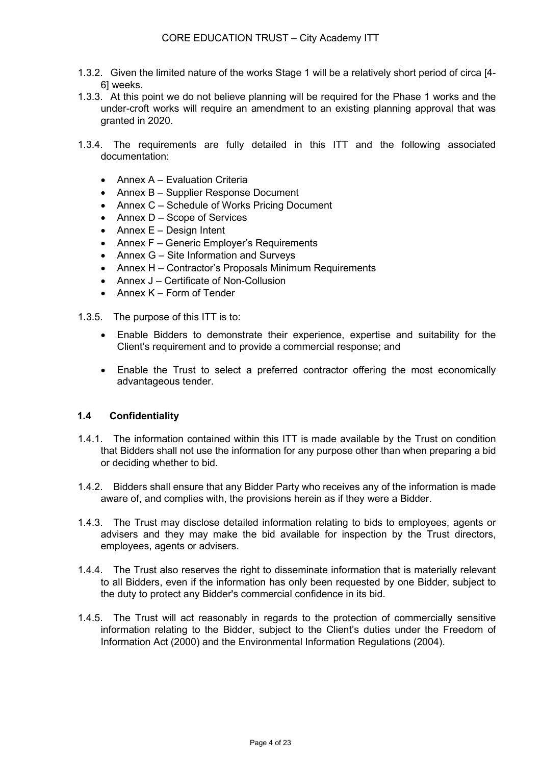1.3.2. Given the limited nature of the works Stage 1 will be a relatively short period of circa [4-6] weeks.

1.3.3. At this point we do not believe planning will be required for the Phase 1 works and the under-croft works will require an amendment to an existing planning approval that was granted in 2020.

1.3.4. The requirements are fully detailed in this ITT and the following associated documentation:

- Annex A – Evaluation Criteria
- Annex B – Supplier Response Document
- Annex C – Schedule of Works Pricing Document
- Annex D – Scope of Services
- Annex E – Design Intent
- Annex F – Generic Employer's Requirements
- Annex G – Site Information and Surveys
- Annex H – Contractor's Proposals Minimum Requirements
- Annex J – Certificate of Non-Collusion
- Annex K – Form of Tender

1.3.5. The purpose of this ITT is to:

- Enable Bidders to demonstrate their experience, expertise and suitability for the Client's requirement and to provide a commercial response; and
- Enable the Trust to select a preferred contractor offering the most economically advantageous tender.

### 1.4 Confidentiality

1.4.1. The information contained within this ITT is made available by the Trust on condition that Bidders shall not use the information for any purpose other than when preparing a bid or deciding whether to bid.

1.4.2. Bidders shall ensure that any Bidder Party who receives any of the information is made aware of, and complies with, the provisions herein as if they were a Bidder.

1.4.3. The Trust may disclose detailed information relating to bids to employees, agents or advisers and they may make the bid available for inspection by the Trust directors, employees, agents or advisers.

1.4.4. The Trust also reserves the right to disseminate information that is materially relevant to all Bidders, even if the information has only been requested by one Bidder, subject to the duty to protect any Bidder's commercial confidence in its bid.

1.4.5. The Trust will act reasonably in regards to the protection of commercially sensitive information relating to the Bidder, subject to the Client's duties under the Freedom of Information Act (2000) and the Environmental Information Regulations (2004).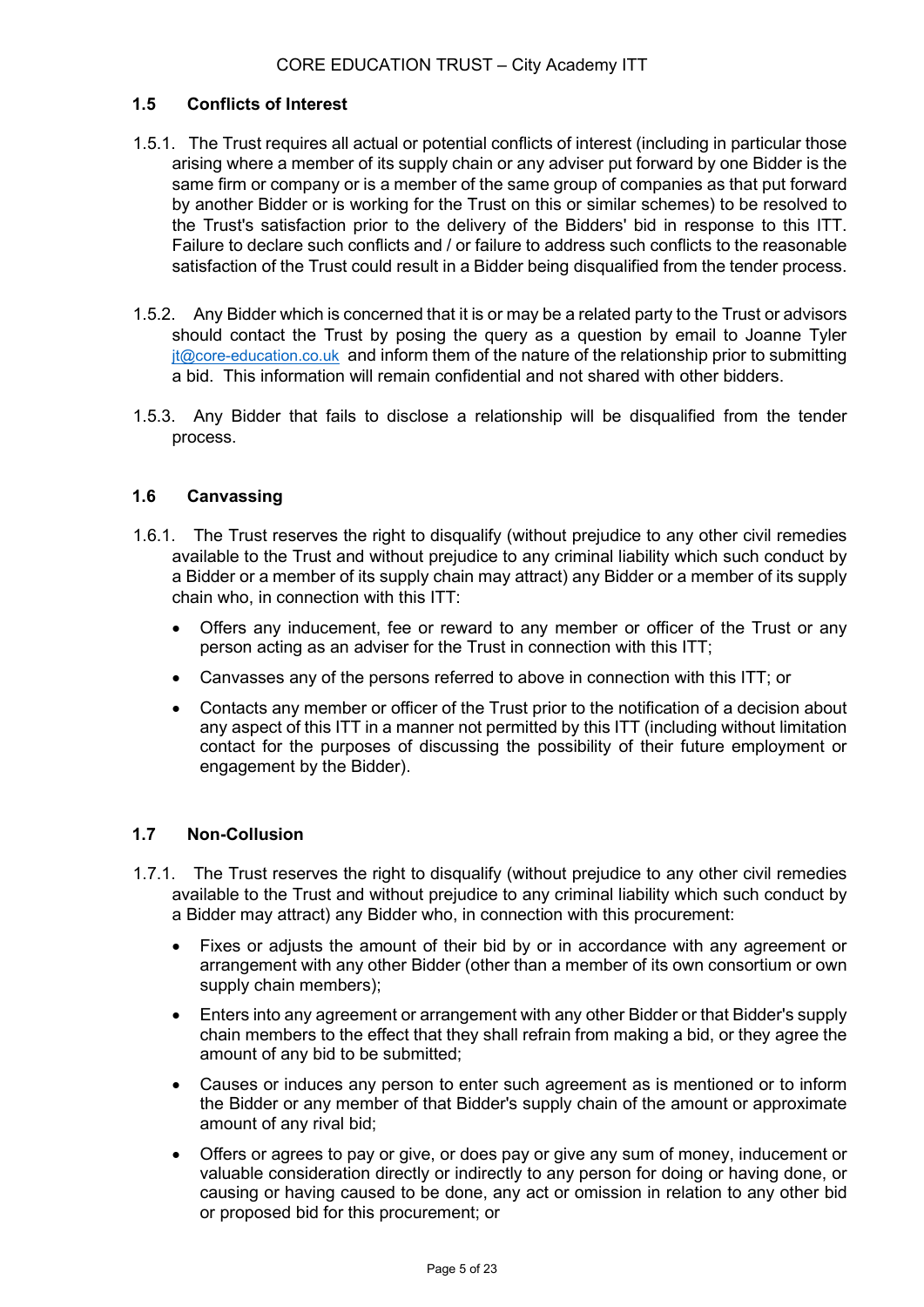### 1.5 Conflicts of Interest

1.5.1. The Trust requires all actual or potential conflicts of interest (including in particular those arising where a member of its supply chain or any adviser put forward by one Bidder is the same firm or company or is a member of the same group of companies as that put forward by another Bidder or is working for the Trust on this or similar schemes) to be resolved to the Trust's satisfaction prior to the delivery of the Bidders' bid in response to this ITT. Failure to declare such conflicts and / or failure to address such conflicts to the reasonable satisfaction of the Trust could result in a Bidder being disqualified from the tender process.

1.5.2. Any Bidder which is concerned that it is or may be a related party to the Trust or advisors should contact the Trust by posing the query as a question by email to Joanne Tyler jt@core-education.co.uk and inform them of the nature of the relationship prior to submitting a bid. This information will remain confidential and not shared with other bidders.

1.5.3. Any Bidder that fails to disclose a relationship will be disqualified from the tender process.

### 1.6 Canvassing

1.6.1. The Trust reserves the right to disqualify (without prejudice to any other civil remedies available to the Trust and without prejudice to any criminal liability which such conduct by a Bidder or a member of its supply chain may attract) any Bidder or a member of its supply chain who, in connection with this ITT:

- Offers any inducement, fee or reward to any member or officer of the Trust or any person acting as an adviser for the Trust in connection with this ITT;
- Canvasses any of the persons referred to above in connection with this ITT; or
- Contacts any member or officer of the Trust prior to the notification of a decision about any aspect of this ITT in a manner not permitted by this ITT (including without limitation contact for the purposes of discussing the possibility of their future employment or engagement by the Bidder).

### 1.7 Non-Collusion

1.7.1. The Trust reserves the right to disqualify (without prejudice to any other civil remedies available to the Trust and without prejudice to any criminal liability which such conduct by a Bidder may attract) any Bidder who, in connection with this procurement:

- Fixes or adjusts the amount of their bid by or in accordance with any agreement or arrangement with any other Bidder (other than a member of its own consortium or own supply chain members);
- Enters into any agreement or arrangement with any other Bidder or that Bidder's supply chain members to the effect that they shall refrain from making a bid, or they agree the amount of any bid to be submitted;
- Causes or induces any person to enter such agreement as is mentioned or to inform the Bidder or any member of that Bidder's supply chain of the amount or approximate amount of any rival bid;
- Offers or agrees to pay or give, or does pay or give any sum of money, inducement or valuable consideration directly or indirectly to any person for doing or having done, or causing or having caused to be done, any act or omission in relation to any other bid or proposed bid for this procurement; or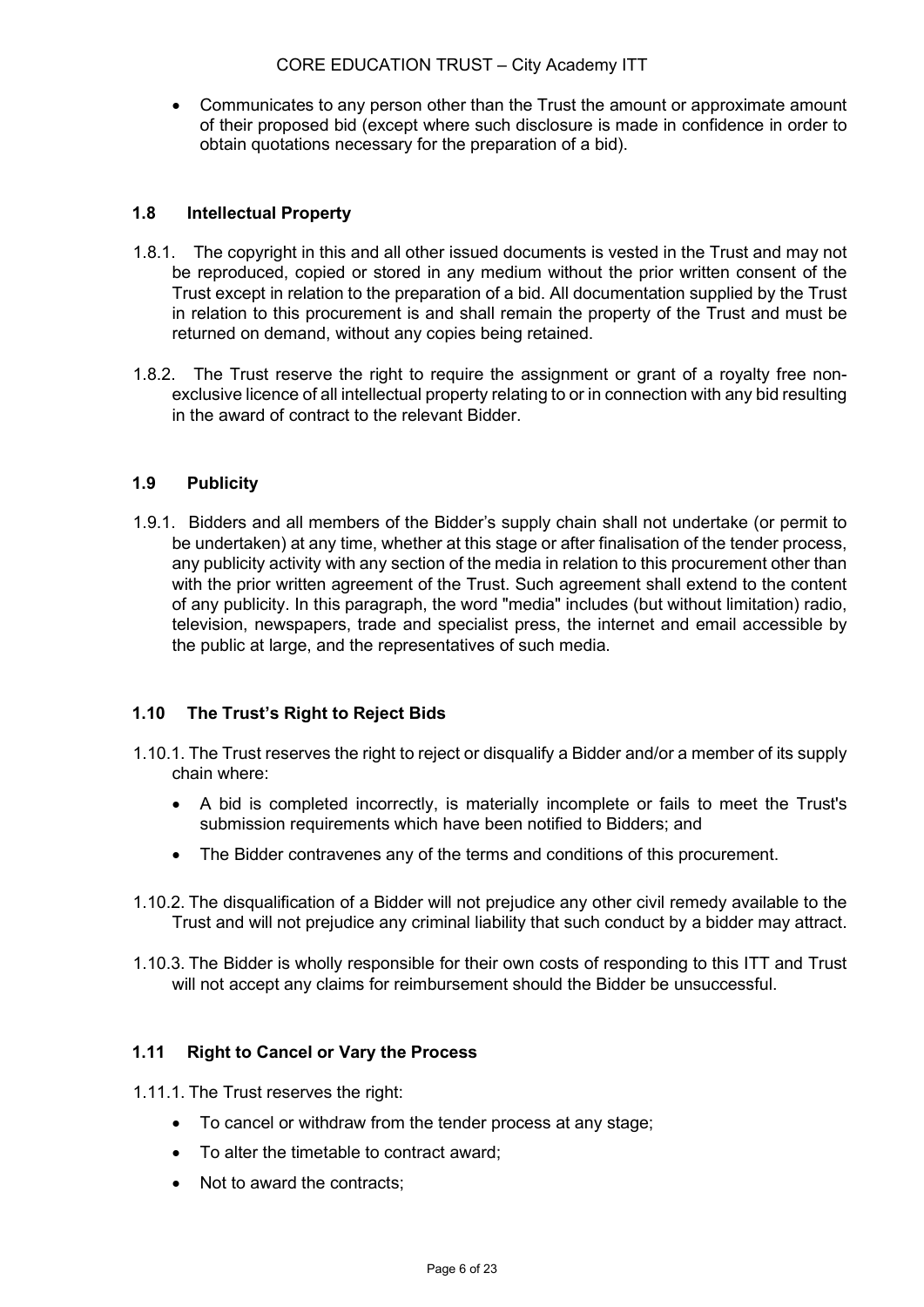- Communicates to any person other than the Trust the amount or approximate amount of their proposed bid (except where such disclosure is made in confidence in order to obtain quotations necessary for the preparation of a bid).

## 1.8 Intellectual Property

1.8.1. The copyright in this and all other issued documents is vested in the Trust and may not be reproduced, copied or stored in any medium without the prior written consent of the Trust except in relation to the preparation of a bid. All documentation supplied by the Trust in relation to this procurement is and shall remain the property of the Trust and must be returned on demand, without any copies being retained.

1.8.2. The Trust reserve the right to require the assignment or grant of a royalty free non-exclusive licence of all intellectual property relating to or in connection with any bid resulting in the award of contract to the relevant Bidder.

## 1.9 Publicity

1.9.1. Bidders and all members of the Bidder's supply chain shall not undertake (or permit to be undertaken) at any time, whether at this stage or after finalisation of the tender process, any publicity activity with any section of the media in relation to this procurement other than with the prior written agreement of the Trust. Such agreement shall extend to the content of any publicity. In this paragraph, the word "media" includes (but without limitation) radio, television, newspapers, trade and specialist press, the internet and email accessible by the public at large, and the representatives of such media.

## 1.10 The Trust's Right to Reject Bids

1.10.1. The Trust reserves the right to reject or disqualify a Bidder and/or a member of its supply chain where:

- A bid is completed incorrectly, is materially incomplete or fails to meet the Trust's submission requirements which have been notified to Bidders; and
- The Bidder contravenes any of the terms and conditions of this procurement.

1.10.2. The disqualification of a Bidder will not prejudice any other civil remedy available to the Trust and will not prejudice any criminal liability that such conduct by a bidder may attract.

1.10.3. The Bidder is wholly responsible for their own costs of responding to this ITT and Trust will not accept any claims for reimbursement should the Bidder be unsuccessful.

## 1.11 Right to Cancel or Vary the Process

1.11.1. The Trust reserves the right:

- To cancel or withdraw from the tender process at any stage;
- To alter the timetable to contract award;
- Not to award the contracts;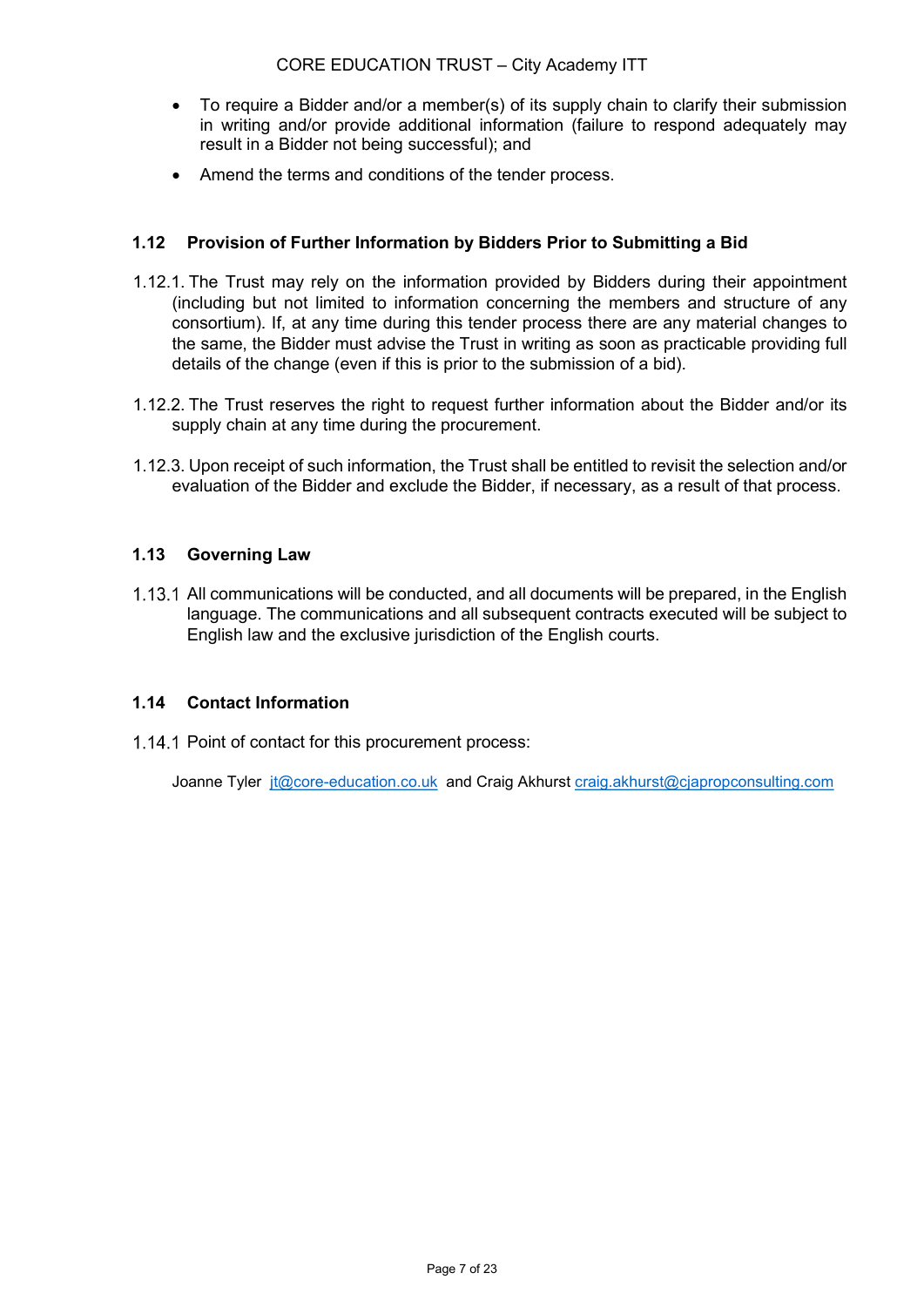- To require a Bidder and/or a member(s) of its supply chain to clarify their submission in writing and/or provide additional information (failure to respond adequately may result in a Bidder not being successful); and
- Amend the terms and conditions of the tender process.

### 1.12 Provision of Further Information by Bidders Prior to Submitting a Bid

1.12.1. The Trust may rely on the information provided by Bidders during their appointment (including but not limited to information concerning the members and structure of any consortium). If, at any time during this tender process there are any material changes to the same, the Bidder must advise the Trust in writing as soon as practicable providing full details of the change (even if this is prior to the submission of a bid).

1.12.2. The Trust reserves the right to request further information about the Bidder and/or its supply chain at any time during the procurement.

1.12.3. Upon receipt of such information, the Trust shall be entitled to revisit the selection and/or evaluation of the Bidder and exclude the Bidder, if necessary, as a result of that process.

### 1.13 Governing Law

1.13.1 All communications will be conducted, and all documents will be prepared, in the English language. The communications and all subsequent contracts executed will be subject to English law and the exclusive jurisdiction of the English courts.

### 1.14 Contact Information

1.14.1 Point of contact for this procurement process:

Joanne Tyler jt@core-education.co.uk and Craig Akhurst craig.akhurst@cjapropconsulting.com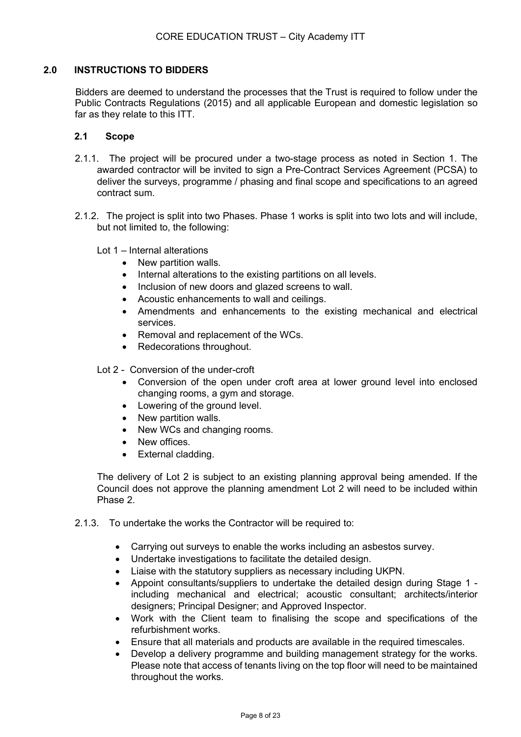## 2.0 INSTRUCTIONS TO BIDDERS

Bidders are deemed to understand the processes that the Trust is required to follow under the Public Contracts Regulations (2015) and all applicable European and domestic legislation so far as they relate to this ITT.

### 2.1 Scope

2.1.1. The project will be procured under a two-stage process as noted in Section 1. The awarded contractor will be invited to sign a Pre-Contract Services Agreement (PCSA) to deliver the surveys, programme / phasing and final scope and specifications to an agreed contract sum.

2.1.2. The project is split into two Phases. Phase 1 works is split into two lots and will include, but not limited to, the following:

Lot 1 – Internal alterations

- New partition walls.
- Internal alterations to the existing partitions on all levels.
- Inclusion of new doors and glazed screens to wall.
- Acoustic enhancements to wall and ceilings.
- Amendments and enhancements to the existing mechanical and electrical services.
- Removal and replacement of the WCs.
- Redecorations throughout.

Lot 2 - Conversion of the under-croft

- Conversion of the open under croft area at lower ground level into enclosed changing rooms, a gym and storage.
- Lowering of the ground level.
- New partition walls.
- New WCs and changing rooms.
- New offices.
- External cladding.

The delivery of Lot 2 is subject to an existing planning approval being amended. If the Council does not approve the planning amendment Lot 2 will need to be included within Phase 2.

2.1.3. To undertake the works the Contractor will be required to:

- Carrying out surveys to enable the works including an asbestos survey.
- Undertake investigations to facilitate the detailed design.
- Liaise with the statutory suppliers as necessary including UKPN.
- Appoint consultants/suppliers to undertake the detailed design during Stage 1 - including mechanical and electrical; acoustic consultant; architects/interior designers; Principal Designer; and Approved Inspector.
- Work with the Client team to finalising the scope and specifications of the refurbishment works.
- Ensure that all materials and products are available in the required timescales.
- Develop a delivery programme and building management strategy for the works. Please note that access of tenants living on the top floor will need to be maintained throughout the works.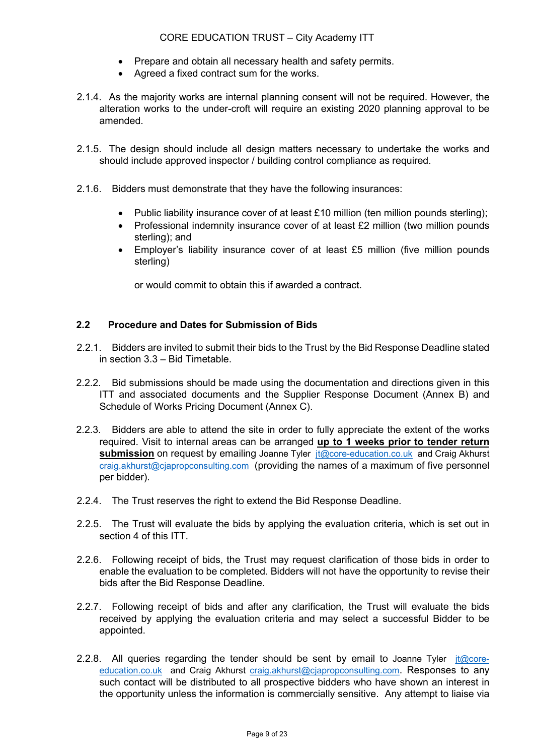- Prepare and obtain all necessary health and safety permits.
- Agreed a fixed contract sum for the works.

2.1.4. As the majority works are internal planning consent will not be required. However, the alteration works to the under-croft will require an existing 2020 planning approval to be amended.

2.1.5. The design should include all design matters necessary to undertake the works and should include approved inspector / building control compliance as required.

2.1.6. Bidders must demonstrate that they have the following insurances:

- Public liability insurance cover of at least £10 million (ten million pounds sterling);
- Professional indemnity insurance cover of at least £2 million (two million pounds sterling); and
- Employer's liability insurance cover of at least £5 million (five million pounds sterling)

or would commit to obtain this if awarded a contract.

### 2.2 Procedure and Dates for Submission of Bids

2.2.1. Bidders are invited to submit their bids to the Trust by the Bid Response Deadline stated in section 3.3 – Bid Timetable.

2.2.2. Bid submissions should be made using the documentation and directions given in this ITT and associated documents and the Supplier Response Document (Annex B) and Schedule of Works Pricing Document (Annex C).

2.2.3. Bidders are able to attend the site in order to fully appreciate the extent of the works required. Visit to internal areas can be arranged **up to 1 weeks prior to tender return submission** on request by emailing Joanne Tyler jt@core-education.co.uk and Craig Akhurst craig.akhurst@cjapropconsulting.com (providing the names of a maximum of five personnel per bidder).

2.2.4. The Trust reserves the right to extend the Bid Response Deadline.

2.2.5. The Trust will evaluate the bids by applying the evaluation criteria, which is set out in section 4 of this ITT.

2.2.6. Following receipt of bids, the Trust may request clarification of those bids in order to enable the evaluation to be completed. Bidders will not have the opportunity to revise their bids after the Bid Response Deadline.

2.2.7. Following receipt of bids and after any clarification, the Trust will evaluate the bids received by applying the evaluation criteria and may select a successful Bidder to be appointed.

2.2.8. All queries regarding the tender should be sent by email to Joanne Tyler jt@core-education.co.uk and Craig Akhurst craig.akhurst@cjapropconsulting.com. Responses to any such contact will be distributed to all prospective bidders who have shown an interest in the opportunity unless the information is commercially sensitive. Any attempt to liaise via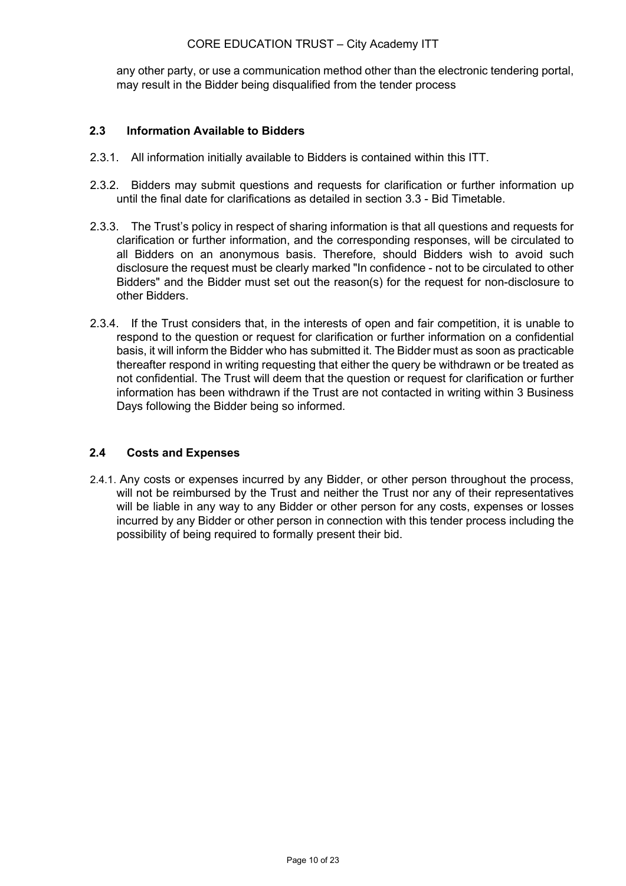any other party, or use a communication method other than the electronic tendering portal, may result in the Bidder being disqualified from the tender process

### 2.3 Information Available to Bidders

2.3.1. All information initially available to Bidders is contained within this ITT.

2.3.2. Bidders may submit questions and requests for clarification or further information up until the final date for clarifications as detailed in section 3.3 - Bid Timetable.

2.3.3. The Trust's policy in respect of sharing information is that all questions and requests for clarification or further information, and the corresponding responses, will be circulated to all Bidders on an anonymous basis. Therefore, should Bidders wish to avoid such disclosure the request must be clearly marked "In confidence - not to be circulated to other Bidders" and the Bidder must set out the reason(s) for the request for non-disclosure to other Bidders.

2.3.4. If the Trust considers that, in the interests of open and fair competition, it is unable to respond to the question or request for clarification or further information on a confidential basis, it will inform the Bidder who has submitted it. The Bidder must as soon as practicable thereafter respond in writing requesting that either the query be withdrawn or be treated as not confidential. The Trust will deem that the question or request for clarification or further information has been withdrawn if the Trust are not contacted in writing within 3 Business Days following the Bidder being so informed.

### 2.4 Costs and Expenses

2.4.1. Any costs or expenses incurred by any Bidder, or other person throughout the process, will not be reimbursed by the Trust and neither the Trust nor any of their representatives will be liable in any way to any Bidder or other person for any costs, expenses or losses incurred by any Bidder or other person in connection with this tender process including the possibility of being required to formally present their bid.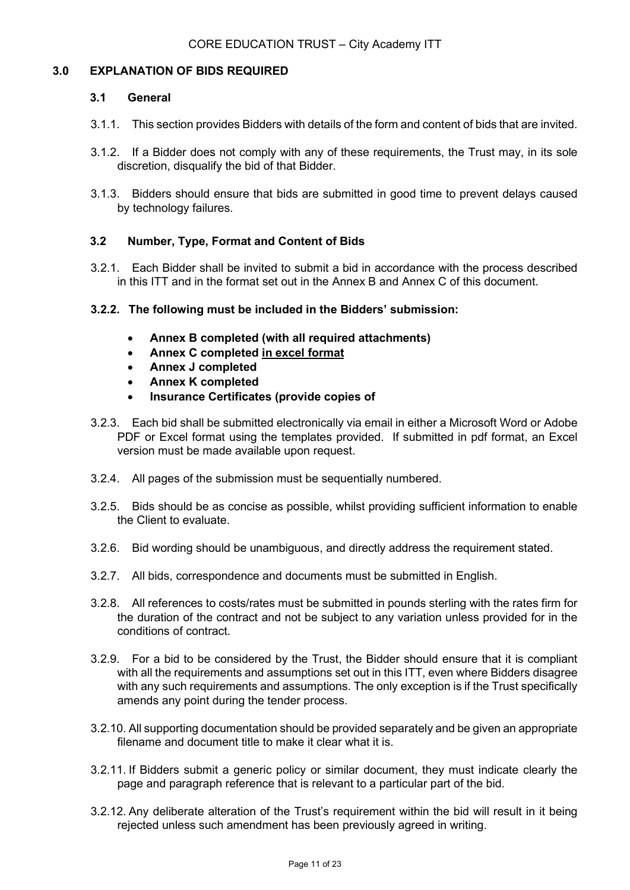## 3.0 EXPLANATION OF BIDS REQUIRED

### 3.1 General

3.1.1. This section provides Bidders with details of the form and content of bids that are invited.

3.1.2. If a Bidder does not comply with any of these requirements, the Trust may, in its sole discretion, disqualify the bid of that Bidder.

3.1.3. Bidders should ensure that bids are submitted in good time to prevent delays caused by technology failures.

### 3.2 Number, Type, Format and Content of Bids

3.2.1. Each Bidder shall be invited to submit a bid in accordance with the process described in this ITT and in the format set out in the Annex B and Annex C of this document.

**3.2.2. The following must be included in the Bidders' submission:**

- **Annex B completed (with all required attachments)**
- **Annex C completed <u>in excel format</u>**
- **Annex J completed**
- **Annex K completed**
- **Insurance Certificates (provide copies of**

3.2.3. Each bid shall be submitted electronically via email in either a Microsoft Word or Adobe PDF or Excel format using the templates provided. If submitted in pdf format, an Excel version must be made available upon request.

3.2.4. All pages of the submission must be sequentially numbered.

3.2.5. Bids should be as concise as possible, whilst providing sufficient information to enable the Client to evaluate.

3.2.6. Bid wording should be unambiguous, and directly address the requirement stated.

3.2.7. All bids, correspondence and documents must be submitted in English.

3.2.8. All references to costs/rates must be submitted in pounds sterling with the rates firm for the duration of the contract and not be subject to any variation unless provided for in the conditions of contract.

3.2.9. For a bid to be considered by the Trust, the Bidder should ensure that it is compliant with all the requirements and assumptions set out in this ITT, even where Bidders disagree with any such requirements and assumptions. The only exception is if the Trust specifically amends any point during the tender process.

3.2.10. All supporting documentation should be provided separately and be given an appropriate filename and document title to make it clear what it is.

3.2.11. If Bidders submit a generic policy or similar document, they must indicate clearly the page and paragraph reference that is relevant to a particular part of the bid.

3.2.12. Any deliberate alteration of the Trust's requirement within the bid will result in it being rejected unless such amendment has been previously agreed in writing.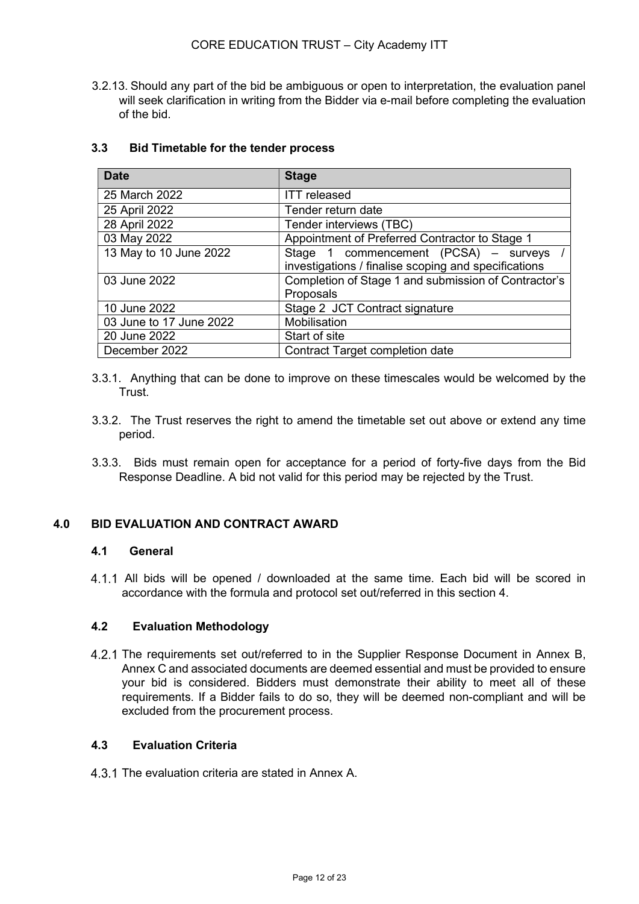3.2.13. Should any part of the bid be ambiguous or open to interpretation, the evaluation panel will seek clarification in writing from the Bidder via e-mail before completing the evaluation of the bid.

### 3.3 Bid Timetable for the tender process

| Date | Stage |
| --- | --- |
| 25 March 2022 | ITT released |
| 25 April 2022 | Tender return date |
| 28 April 2022 | Tender interviews (TBC) |
| 03 May 2022 | Appointment of Preferred Contractor to Stage 1 |
| 13 May to 10 June 2022 | Stage 1 commencement (PCSA) – surveys / investigations / finalise scoping and specifications |
| 03 June 2022 | Completion of Stage 1 and submission of Contractor's Proposals |
| 10 June 2022 | Stage 2 JCT Contract signature |
| 03 June to 17 June 2022 | Mobilisation |
| 20 June 2022 | Start of site |
| December 2022 | Contract Target completion date |

3.3.1. Anything that can be done to improve on these timescales would be welcomed by the Trust.

3.3.2. The Trust reserves the right to amend the timetable set out above or extend any time period.

3.3.3. Bids must remain open for acceptance for a period of forty-five days from the Bid Response Deadline. A bid not valid for this period may be rejected by the Trust.

## 4.0 BID EVALUATION AND CONTRACT AWARD

### 4.1 General

4.1.1 All bids will be opened / downloaded at the same time. Each bid will be scored in accordance with the formula and protocol set out/referred in this section 4.

### 4.2 Evaluation Methodology

4.2.1 The requirements set out/referred to in the Supplier Response Document in Annex B, Annex C and associated documents are deemed essential and must be provided to ensure your bid is considered. Bidders must demonstrate their ability to meet all of these requirements. If a Bidder fails to do so, they will be deemed non-compliant and will be excluded from the procurement process.

### 4.3 Evaluation Criteria

4.3.1 The evaluation criteria are stated in Annex A.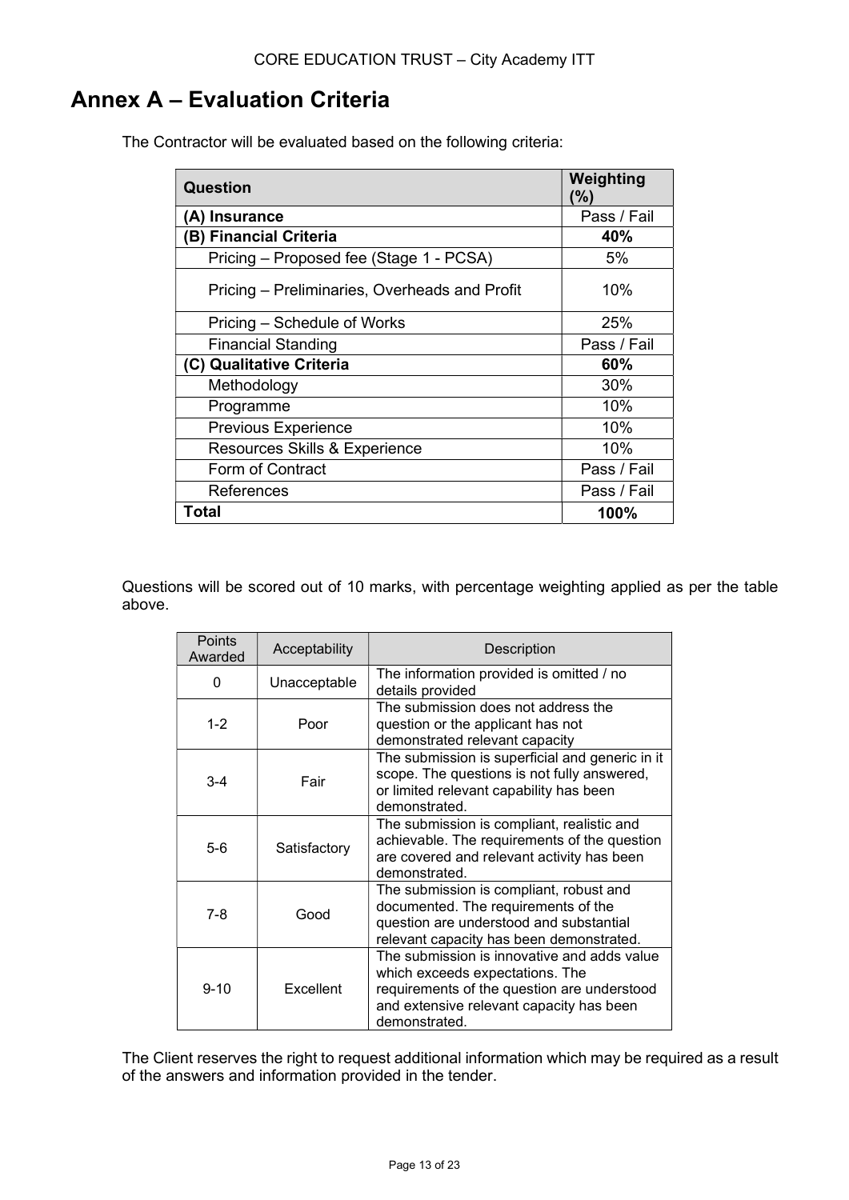# Annex A – Evaluation Criteria

The Contractor will be evaluated based on the following criteria:

| Question | Weighting (%) |
|---|---|
| **(A) Insurance** | Pass / Fail |
| **(B) Financial Criteria** | **40%** |
| Pricing – Proposed fee (Stage 1 - PCSA) | 5% |
| Pricing – Preliminaries, Overheads and Profit | 10% |
| Pricing – Schedule of Works | 25% |
| Financial Standing | Pass / Fail |
| **(C) Qualitative Criteria** | **60%** |
| Methodology | 30% |
| Programme | 10% |
| Previous Experience | 10% |
| Resources Skills & Experience | 10% |
| Form of Contract | Pass / Fail |
| References | Pass / Fail |
| **Total** | **100%** |

Questions will be scored out of 10 marks, with percentage weighting applied as per the table above.

| Points Awarded | Acceptability | Description |
|---|---|---|
| 0 | Unacceptable | The information provided is omitted / no details provided |
| 1-2 | Poor | The submission does not address the question or the applicant has not demonstrated relevant capacity |
| 3-4 | Fair | The submission is superficial and generic in it scope. The questions is not fully answered, or limited relevant capability has been demonstrated. |
| 5-6 | Satisfactory | The submission is compliant, realistic and achievable. The requirements of the question are covered and relevant activity has been demonstrated. |
| 7-8 | Good | The submission is compliant, robust and documented. The requirements of the question are understood and substantial relevant capacity has been demonstrated. |
| 9-10 | Excellent | The submission is innovative and adds value which exceeds expectations. The requirements of the question are understood and extensive relevant capacity has been demonstrated. |

The Client reserves the right to request additional information which may be required as a result of the answers and information provided in the tender.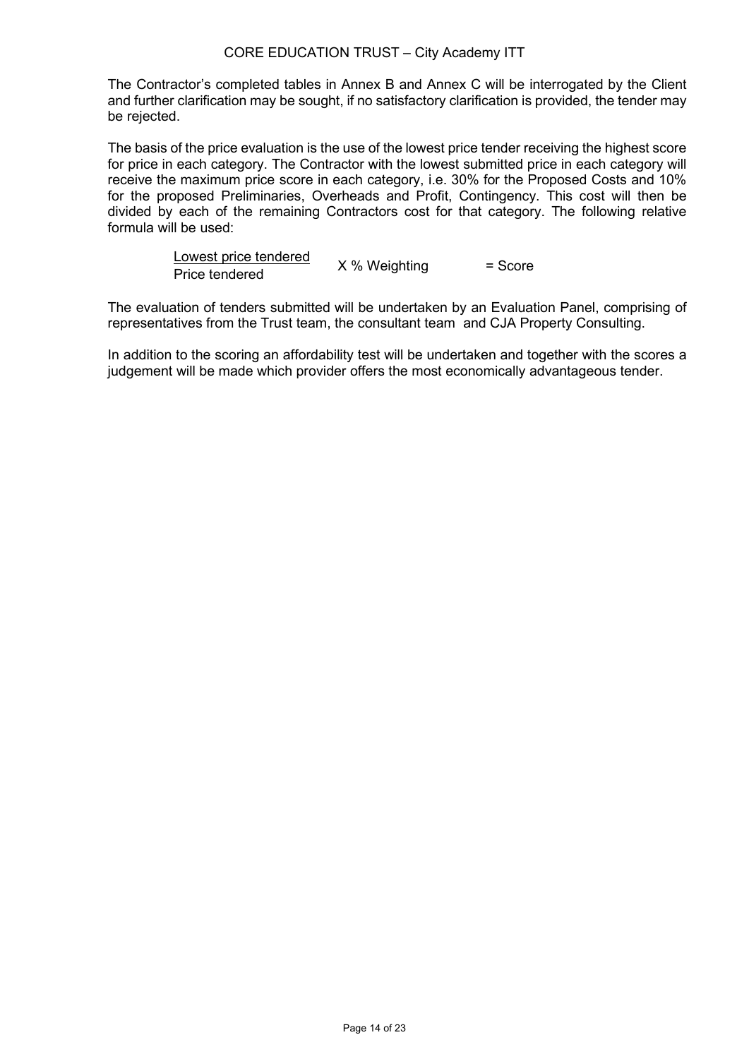The Contractor's completed tables in Annex B and Annex C will be interrogated by the Client and further clarification may be sought, if no satisfactory clarification is provided, the tender may be rejected.

The basis of the price evaluation is the use of the lowest price tender receiving the highest score for price in each category. The Contractor with the lowest submitted price in each category will receive the maximum price score in each category, i.e. 30% for the Proposed Costs and 10% for the proposed Preliminaries, Overheads and Profit, Contingency. This cost will then be divided by each of the remaining Contractors cost for that category. The following relative formula will be used:

$$\frac{\text{Lowest price tendered}}{\text{Price tendered}} \quad \text{X \% Weighting} \quad = \text{Score}$$

The evaluation of tenders submitted will be undertaken by an Evaluation Panel, comprising of representatives from the Trust team, the consultant team and CJA Property Consulting.

In addition to the scoring an affordability test will be undertaken and together with the scores a judgement will be made which provider offers the most economically advantageous tender.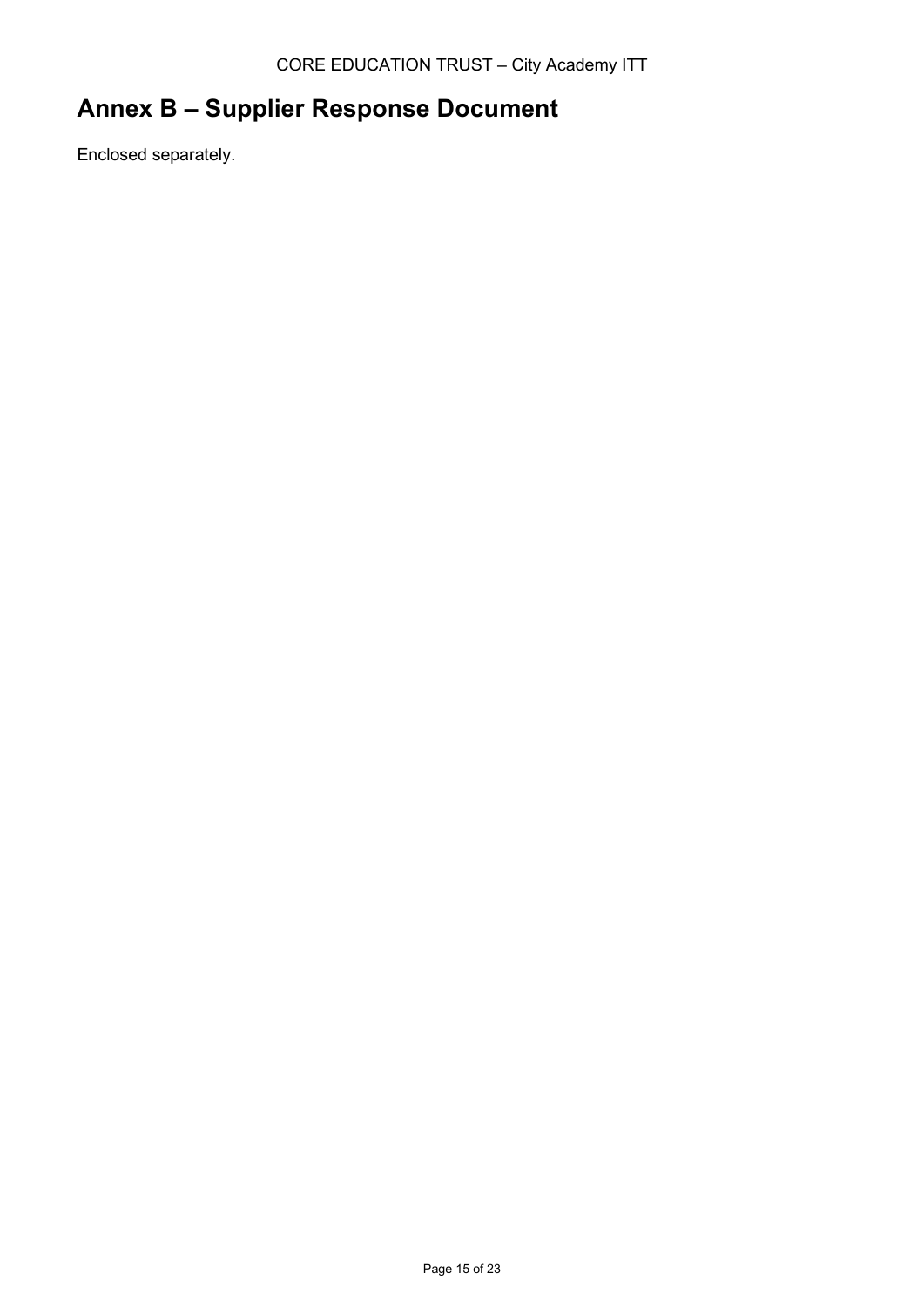# Annex B – Supplier Response Document

Enclosed separately.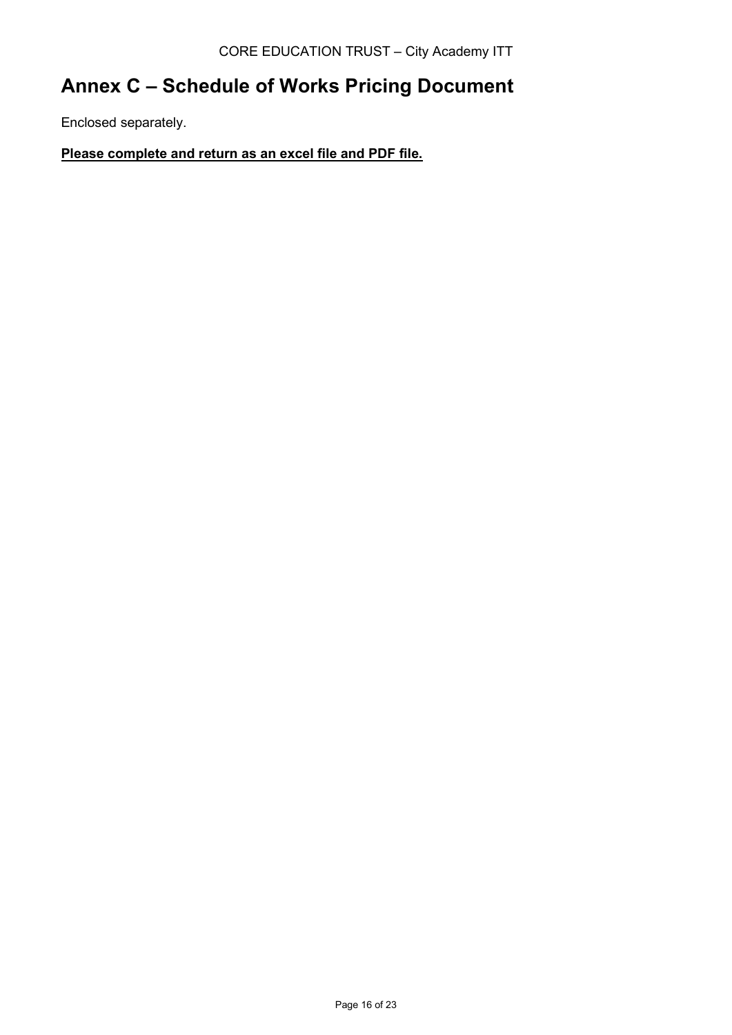# Annex C – Schedule of Works Pricing Document

Enclosed separately.

**<u>Please complete and return as an excel file and PDF file.</u>**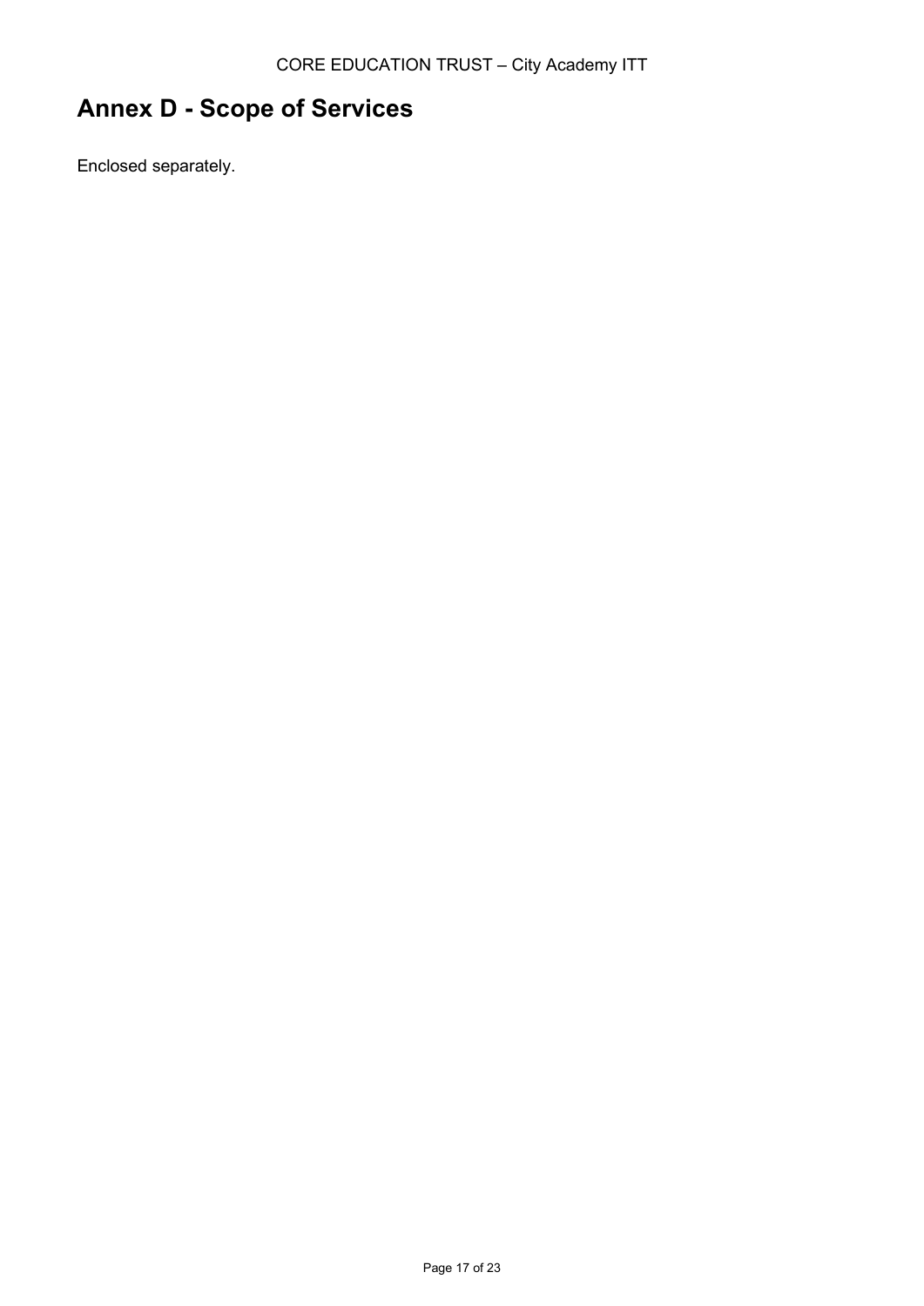# Annex D - Scope of Services

Enclosed separately.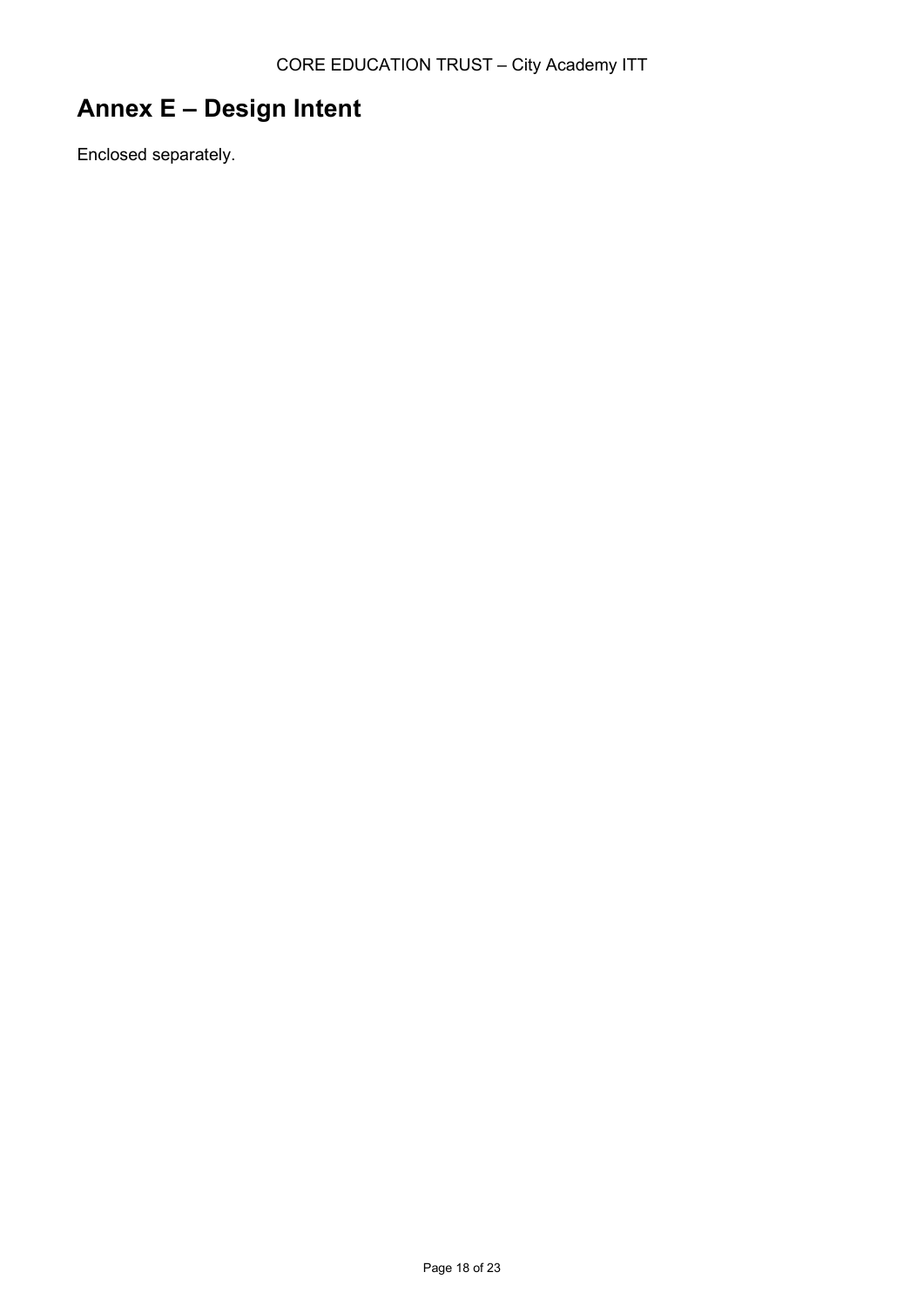# Annex E – Design Intent

Enclosed separately.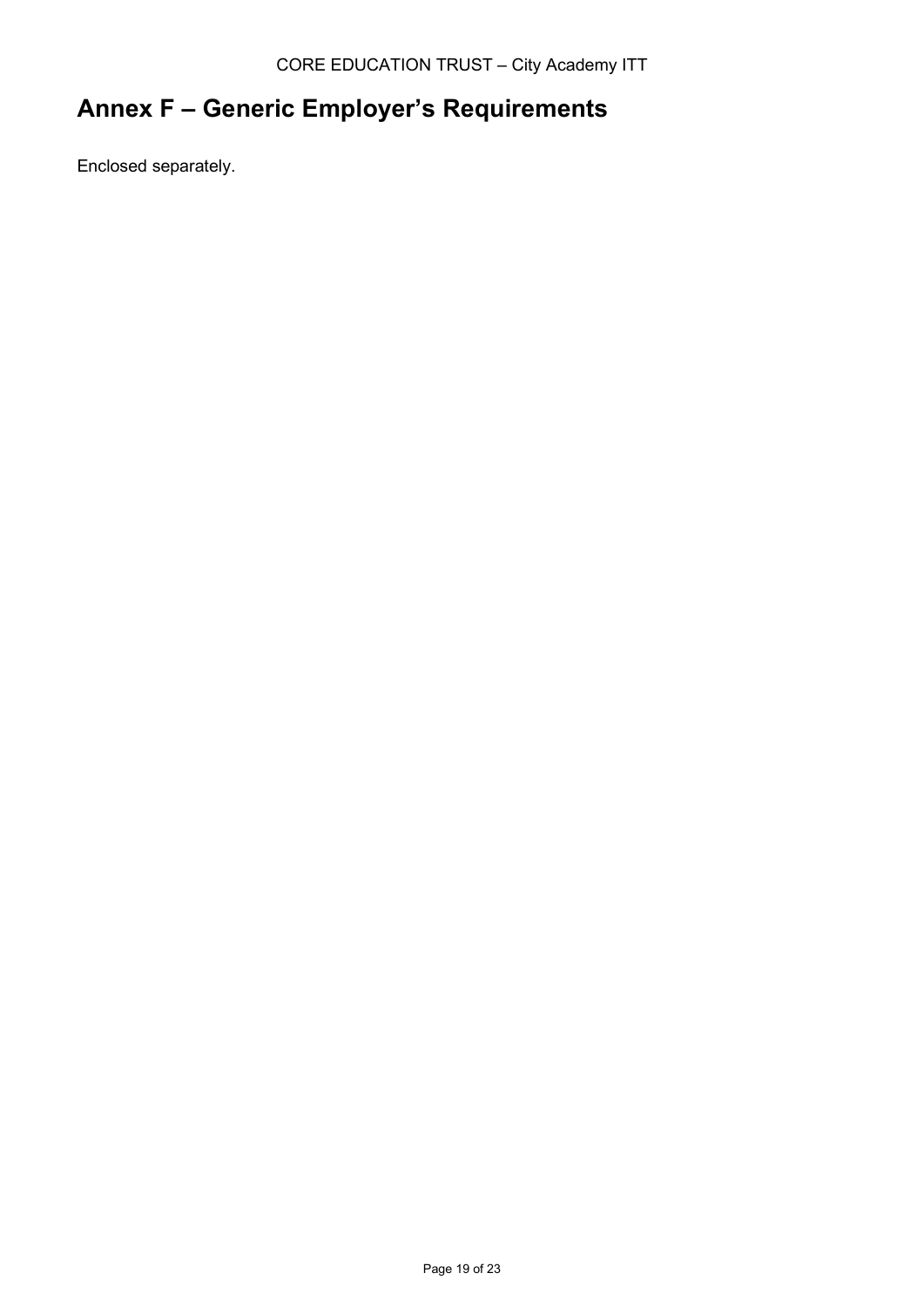# Annex F – Generic Employer's Requirements

Enclosed separately.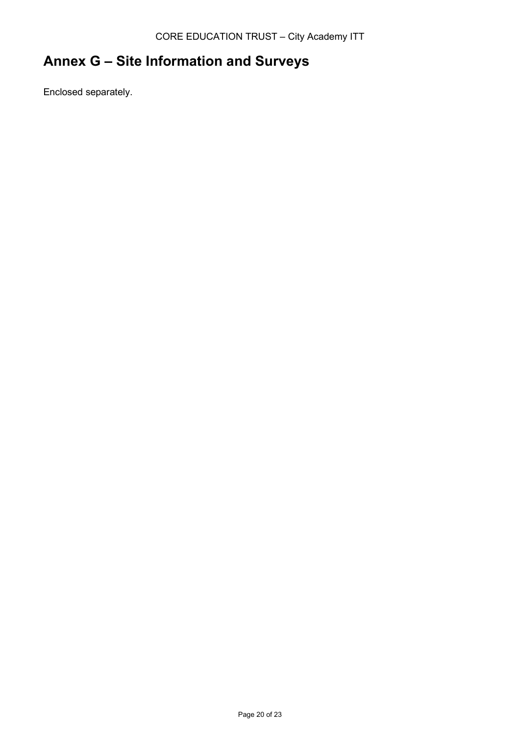# Annex G – Site Information and Surveys

Enclosed separately.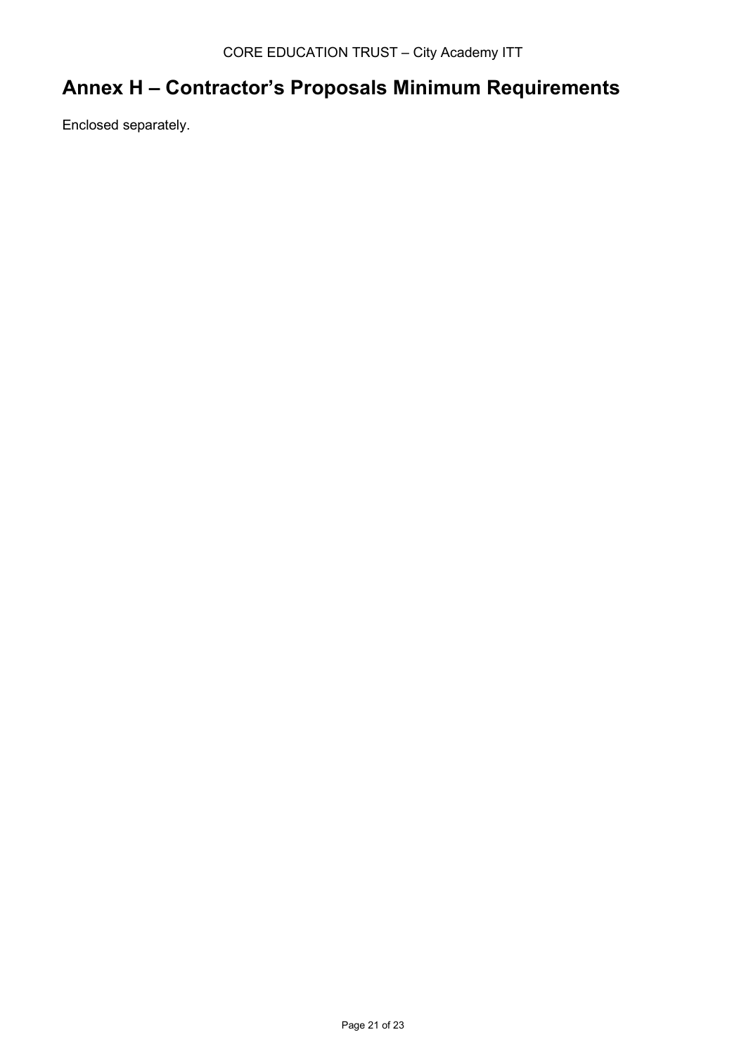# Annex H – Contractor's Proposals Minimum Requirements

Enclosed separately.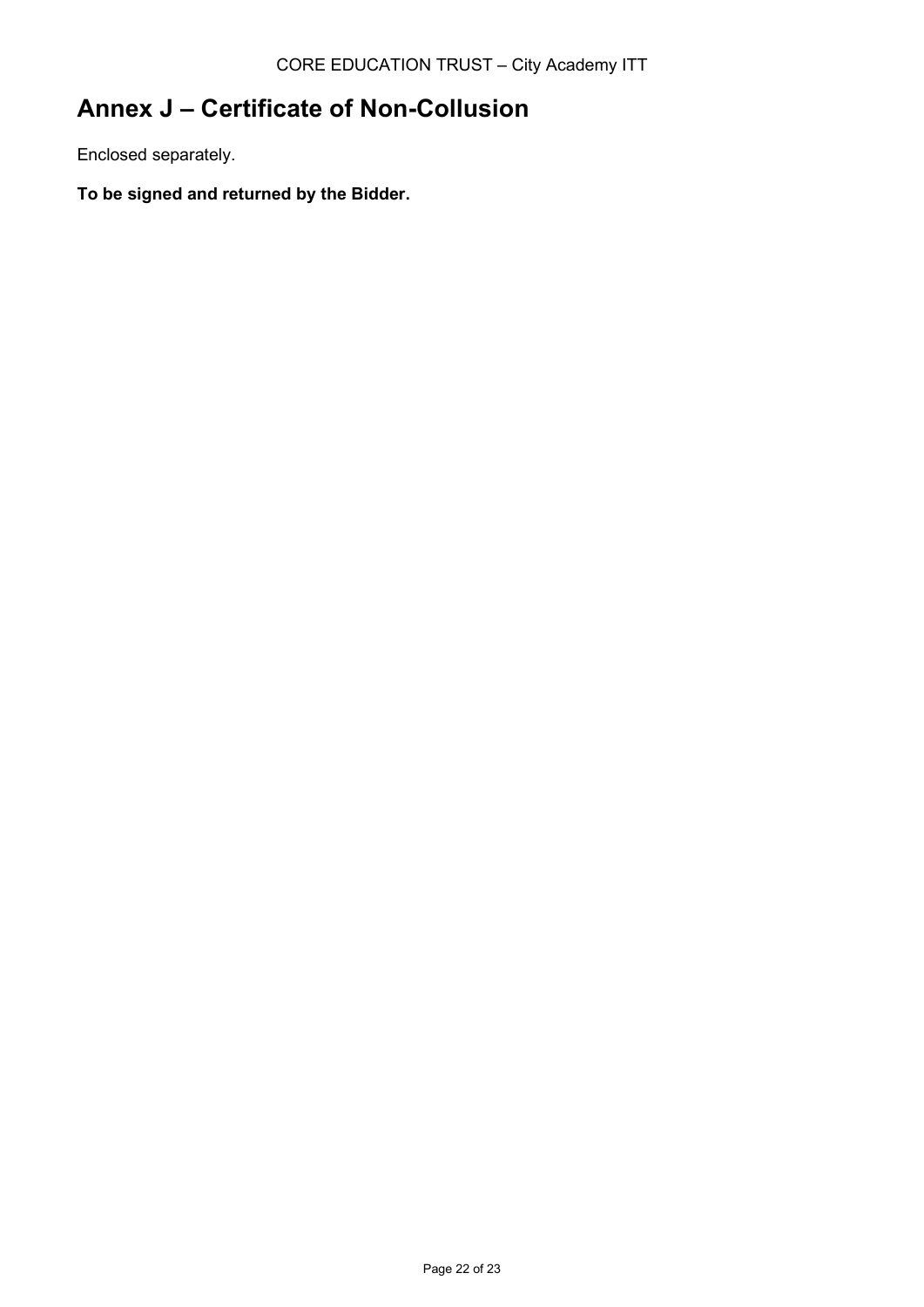# Annex J – Certificate of Non-Collusion

Enclosed separately.

**To be signed and returned by the Bidder.**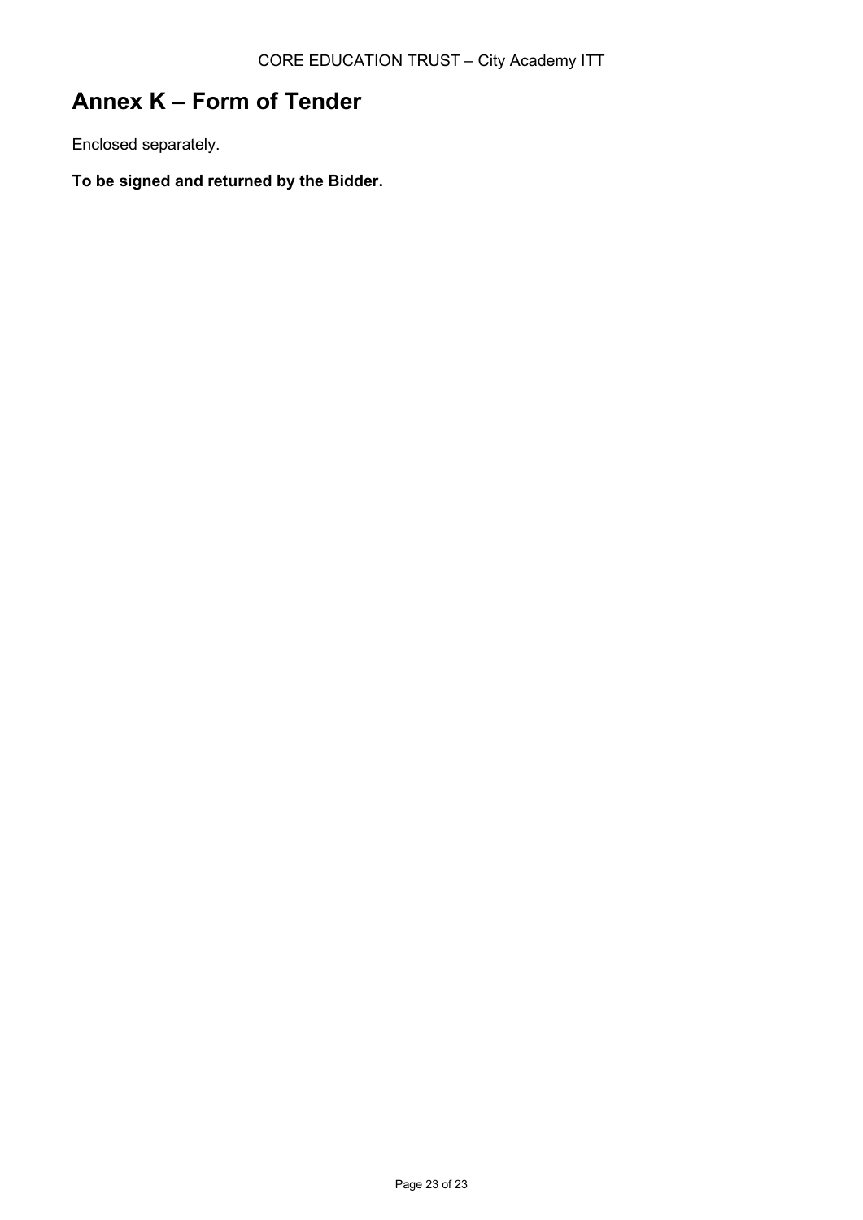# Annex K – Form of Tender

Enclosed separately.

**To be signed and returned by the Bidder.**